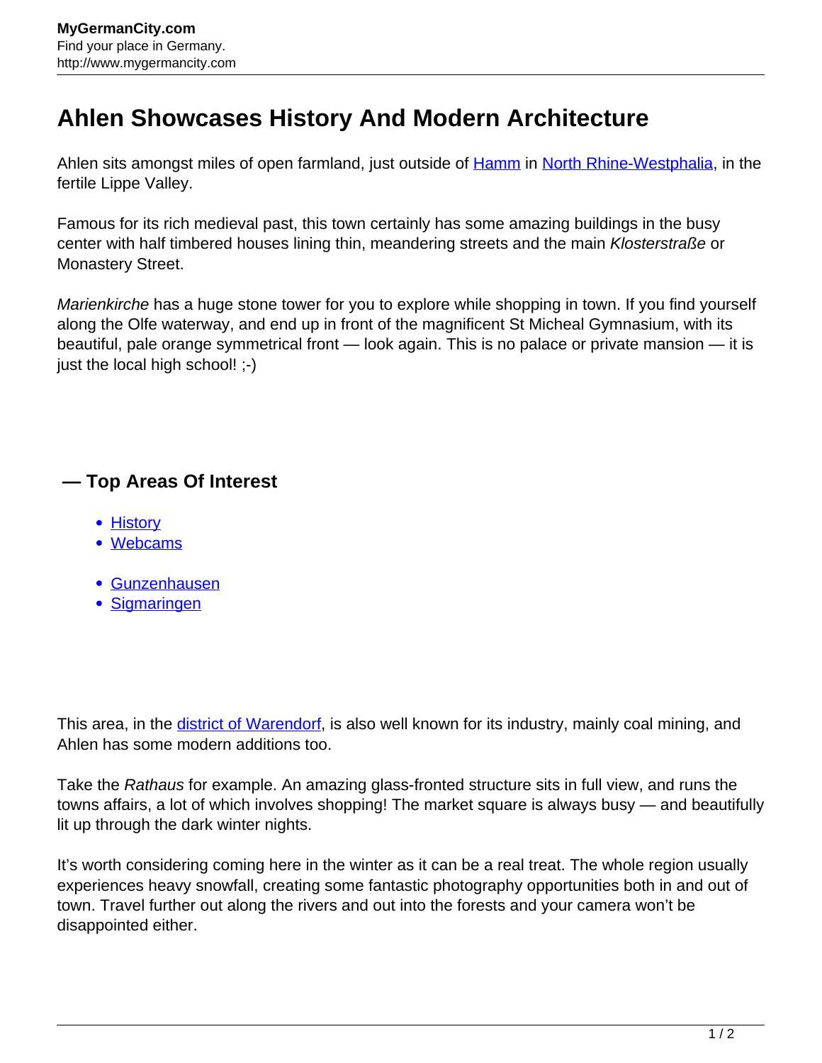# Ahlen Showcases History And Modern Architecture

Ahlen sits amongst miles of open farmland, just outside of Hamm in North Rhine-Westphalia, in the fertile Lippe Valley.

Famous for its rich medieval past, this town certainly has some amazing buildings in the busy center with half timbered houses lining thin, meandering streets and the main *Klosterstraße* or Monastery Street.

*Marienkirche* has a huge stone tower for you to explore while shopping in town. If you find yourself along the Olfe waterway, and end up in front of the magnificent St Micheal Gymnasium, with its beautiful, pale orange symmetrical front — look again. This is no palace or private mansion — it is just the local high school! ;-)

## — Top Areas Of Interest

- History
- Webcams

- Gunzenhausen
- Sigmaringen

This area, in the district of Warendorf, is also well known for its industry, mainly coal mining, and Ahlen has some modern additions too.

Take the *Rathaus* for example. An amazing glass-fronted structure sits in full view, and runs the towns affairs, a lot of which involves shopping! The market square is always busy — and beautifully lit up through the dark winter nights.

It's worth considering coming here in the winter as it can be a real treat. The whole region usually experiences heavy snowfall, creating some fantastic photography opportunities both in and out of town. Travel further out along the rivers and out into the forests and your camera won't be disappointed either.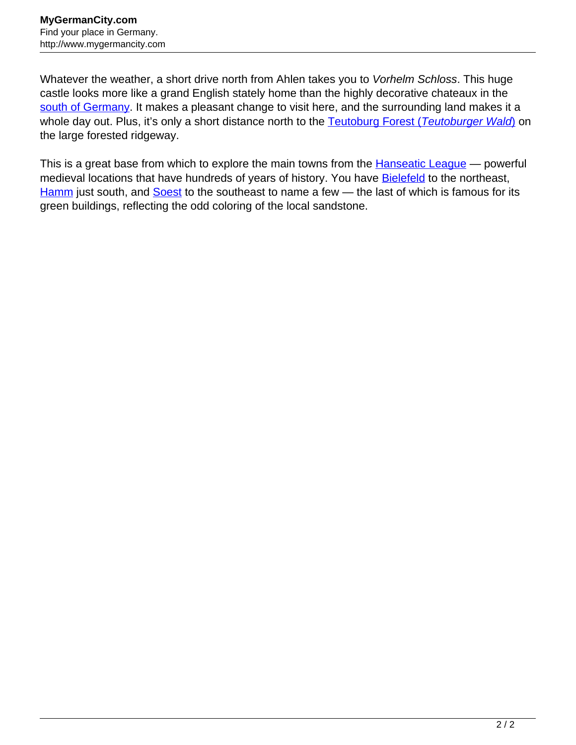Whatever the weather, a short drive north from Ahlen takes you to *Vorhelm Schloss*. This huge castle looks more like a grand English stately home than the highly decorative chateaux in the south of Germany. It makes a pleasant change to visit here, and the surrounding land makes it a whole day out. Plus, it's only a short distance north to the Teutoburg Forest (*Teutoburger Wald*) on the large forested ridgeway.

This is a great base from which to explore the main towns from the Hanseatic League — powerful medieval locations that have hundreds of years of history. You have Bielefeld to the northeast, Hamm just south, and Soest to the southeast to name a few — the last of which is famous for its green buildings, reflecting the odd coloring of the local sandstone.